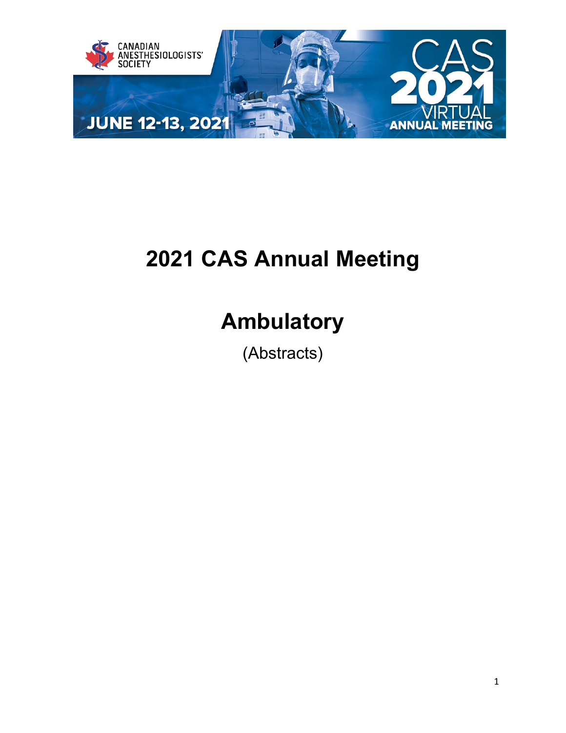# 2021 CAS Annual Meeting

# Ambulatory

(Abstracts)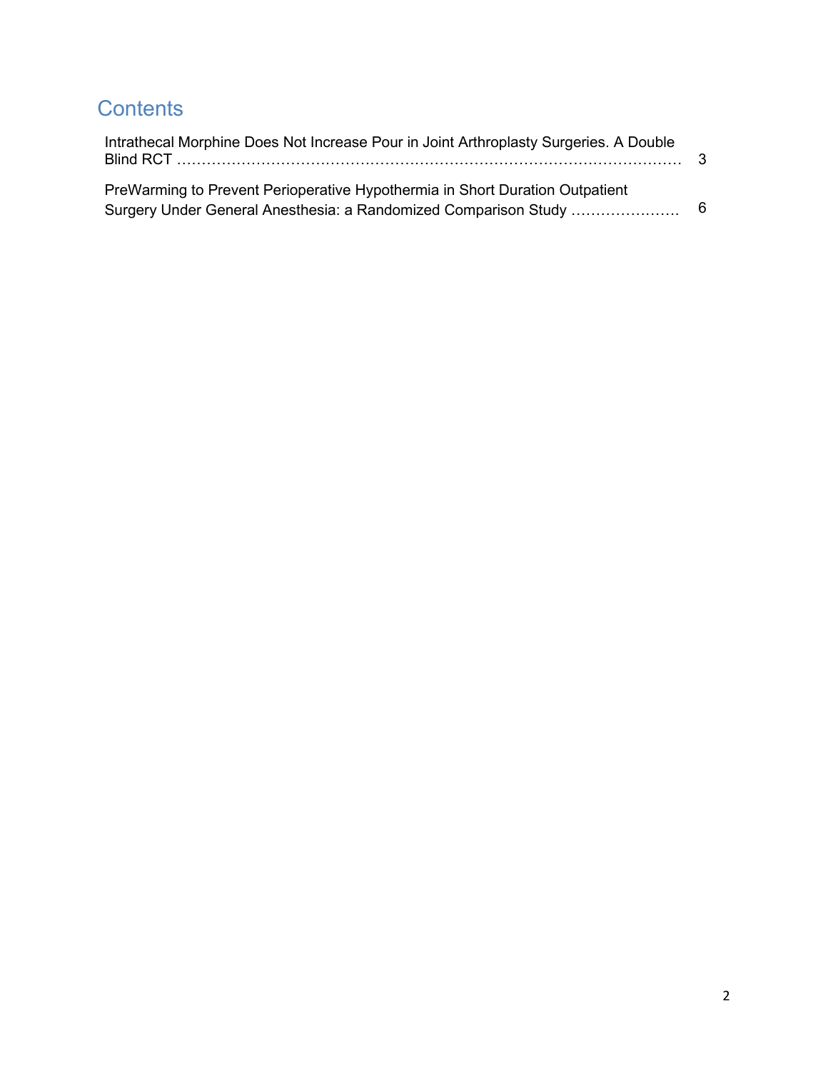# Contents

Intrathecal Morphine Does Not Increase Pour in Joint Arthroplasty Surgeries. A Double Blind RCT ………………………………………………………………………………………… 3

PreWarming to Prevent Perioperative Hypothermia in Short Duration Outpatient Surgery Under General Anesthesia: a Randomized Comparison Study …………………… 6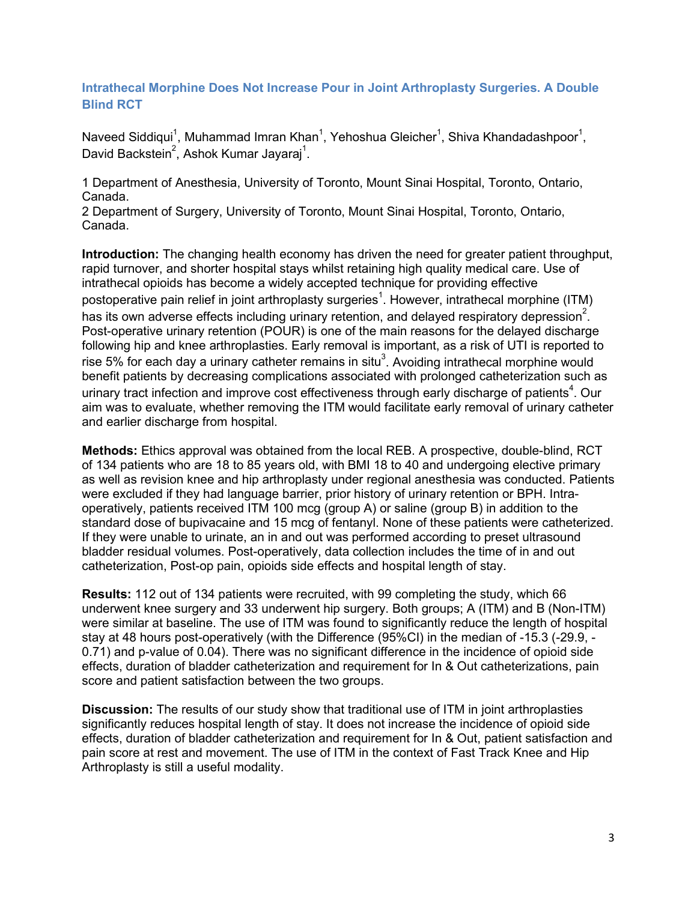## Intrathecal Morphine Does Not Increase Pour in Joint Arthroplasty Surgeries. A Double Blind RCT

Naveed Siddiqui[1], Muhammad Imran Khan[1], Yehoshua Gleicher[1], Shiva Khandadashpoor[1], David Backstein[2], Ashok Kumar Jayaraj[1].

1 Department of Anesthesia, University of Toronto, Mount Sinai Hospital, Toronto, Ontario, Canada.
2 Department of Surgery, University of Toronto, Mount Sinai Hospital, Toronto, Ontario, Canada.

**Introduction:** The changing health economy has driven the need for greater patient throughput, rapid turnover, and shorter hospital stays whilst retaining high quality medical care. Use of intrathecal opioids has become a widely accepted technique for providing effective postoperative pain relief in joint arthroplasty surgeries[1]. However, intrathecal morphine (ITM) has its own adverse effects including urinary retention, and delayed respiratory depression[2]. Post-operative urinary retention (POUR) is one of the main reasons for the delayed discharge following hip and knee arthroplasties. Early removal is important, as a risk of UTI is reported to rise 5% for each day a urinary catheter remains in situ[3]. Avoiding intrathecal morphine would benefit patients by decreasing complications associated with prolonged catheterization such as urinary tract infection and improve cost effectiveness through early discharge of patients[4]. Our aim was to evaluate, whether removing the ITM would facilitate early removal of urinary catheter and earlier discharge from hospital.

**Methods:** Ethics approval was obtained from the local REB. A prospective, double-blind, RCT of 134 patients who are 18 to 85 years old, with BMI 18 to 40 and undergoing elective primary as well as revision knee and hip arthroplasty under regional anesthesia was conducted. Patients were excluded if they had language barrier, prior history of urinary retention or BPH. Intra-operatively, patients received ITM 100 mcg (group A) or saline (group B) in addition to the standard dose of bupivacaine and 15 mcg of fentanyl. None of these patients were catheterized. If they were unable to urinate, an in and out was performed according to preset ultrasound bladder residual volumes. Post-operatively, data collection includes the time of in and out catheterization, Post-op pain, opioids side effects and hospital length of stay.

**Results:** 112 out of 134 patients were recruited, with 99 completing the study, which 66 underwent knee surgery and 33 underwent hip surgery. Both groups; A (ITM) and B (Non-ITM) were similar at baseline. The use of ITM was found to significantly reduce the length of hospital stay at 48 hours post-operatively (with the Difference (95%CI) in the median of -15.3 (-29.9, -0.71) and p-value of 0.04). There was no significant difference in the incidence of opioid side effects, duration of bladder catheterization and requirement for In & Out catheterizations, pain score and patient satisfaction between the two groups.

**Discussion:** The results of our study show that traditional use of ITM in joint arthroplasties significantly reduces hospital length of stay. It does not increase the incidence of opioid side effects, duration of bladder catheterization and requirement for In & Out, patient satisfaction and pain score at rest and movement. The use of ITM in the context of Fast Track Knee and Hip Arthroplasty is still a useful modality.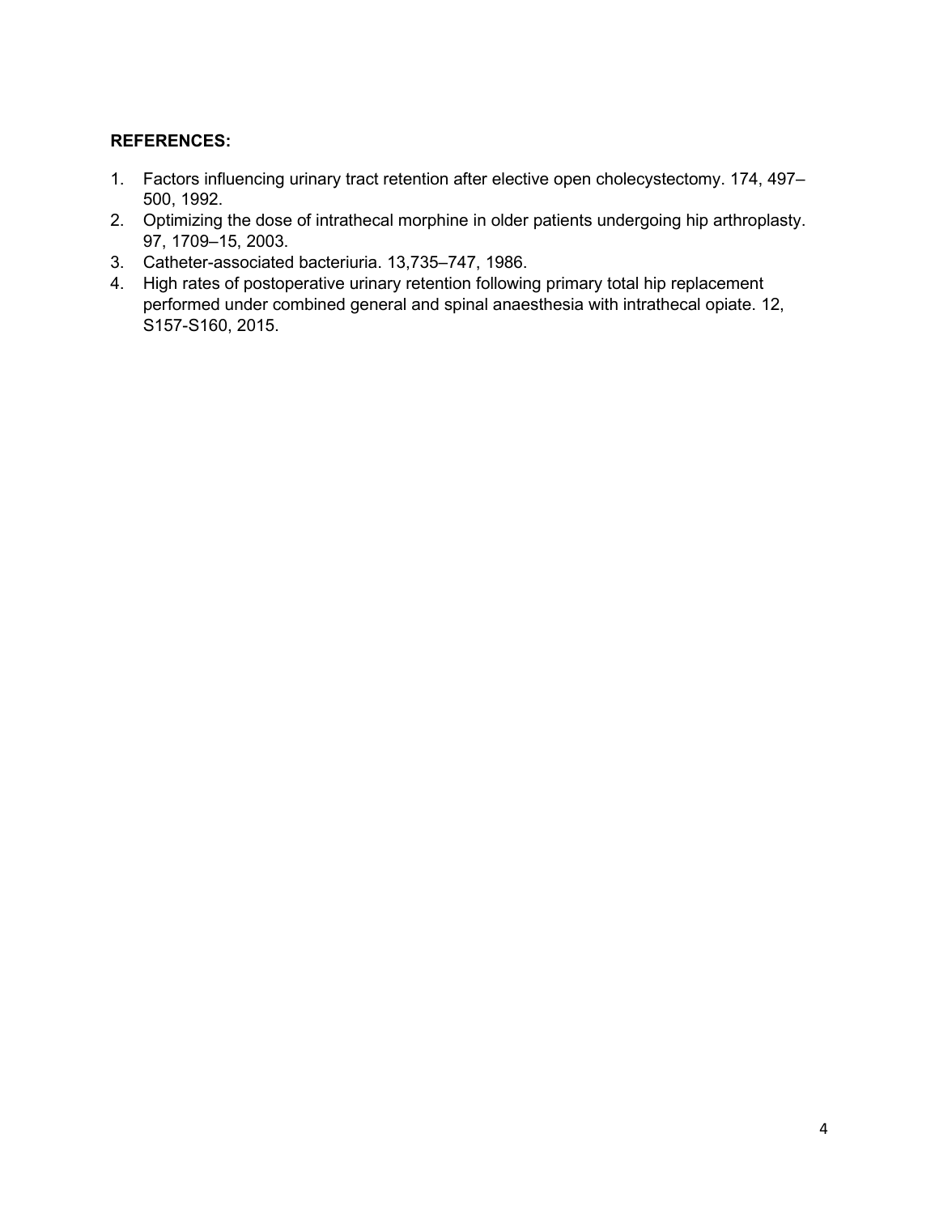**REFERENCES:**

1. Factors influencing urinary tract retention after elective open cholecystectomy. 174, 497–500, 1992.
2. Optimizing the dose of intrathecal morphine in older patients undergoing hip arthroplasty. 97, 1709–15, 2003.
3. Catheter-associated bacteriuria. 13,735–747, 1986.
4. High rates of postoperative urinary retention following primary total hip replacement performed under combined general and spinal anaesthesia with intrathecal opiate. 12, S157-S160, 2015.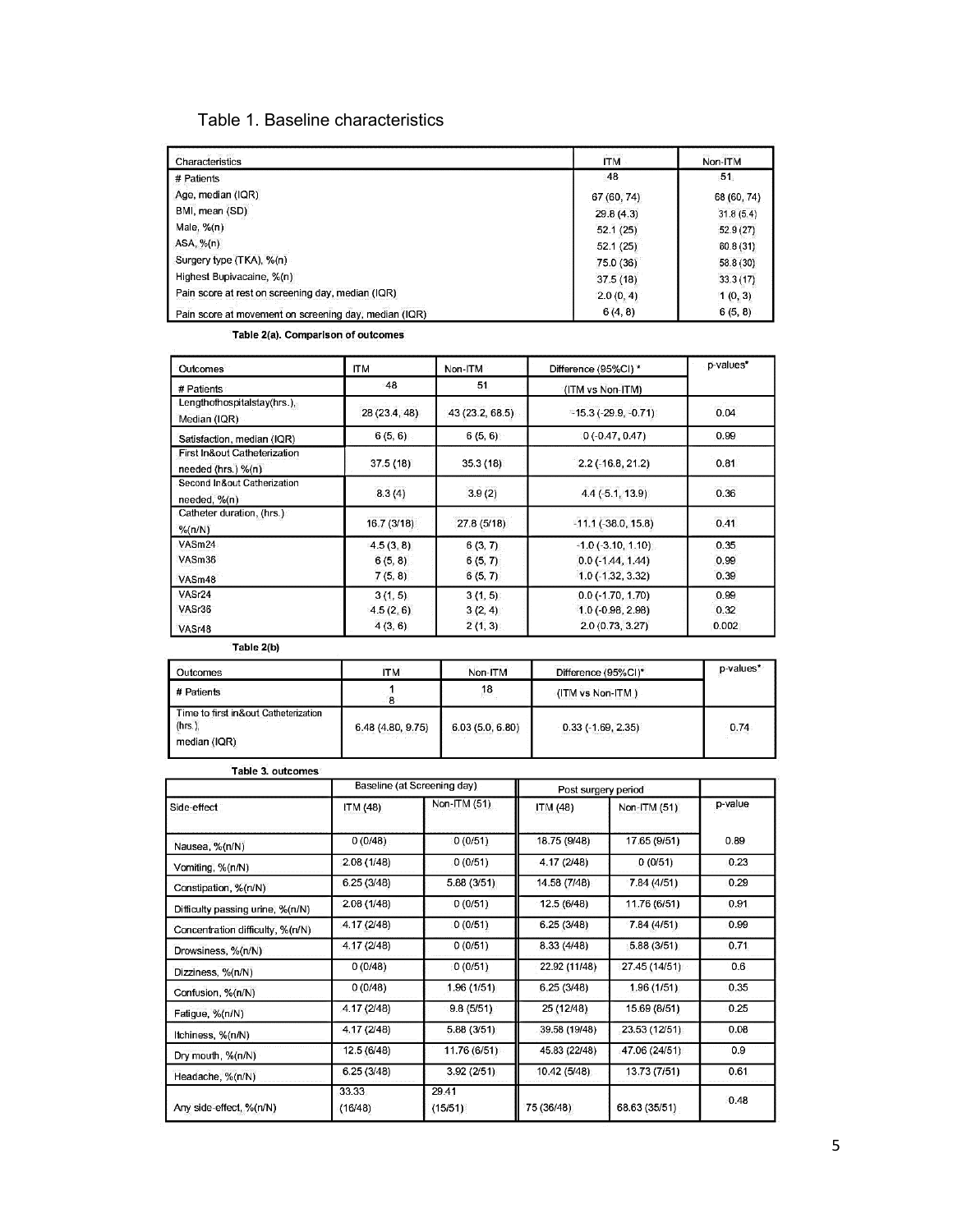Table 1. Baseline characteristics

| Characteristics | ITM | Non-ITM |
|---|---|---|
| # Patients | 48 | 51 |
| Age, median (IQR) | 67 (60, 74) | 68 (60, 74) |
| BMI, mean (SD) | 29.8 (4.3) | 31.8 (5.4) |
| Male, %(n) | 52.1 (25) | 52.9 (27) |
| ASA, %(n) | 52.1 (25) | 60.8 (31) |
| Surgery type (TKA), %(n) | 75.0 (36) | 58.8 (30) |
| Highest Bupivacaine, %(n) | 37.5 (18) | 33.3 (17) |
| Pain score at rest on screening day, median (IQR) | 2.0 (0, 4) | 1 (0, 3) |
| Pain score at movement on screening day, median (IQR) | 6 (4, 8) | 6 (5, 8) |

**Table 2(a). Comparison of outcomes**

| Outcomes | ITM | Non-ITM | Difference (95%CI) * | p-values* |
|---|---|---|---|---|
| # Patients | 48 | 51 | (ITM vs Non-ITM) | |
| Lengthothospitalstay(hrs.), Median (IQR) | 28 (23.4, 48) | 43 (23.2, 68.5) | -15.3 (-29.9, -0.71) | 0.04 |
| Satisfaction, median (IQR) | 6 (5, 6) | 6 (5, 6) | 0 (-0.47, 0.47) | 0.99 |
| First In&out Catheterization needed (hrs.) %(n) | 37.5 (18) | 35.3 (18) | 2.2 (-16.8, 21.2) | 0.81 |
| Second In&out Catherization needed, %(n) | 8.3 (4) | 3.9 (2) | 4.4 (-5.1, 13.9) | 0.36 |
| Catheter duration, (hrs.) %(n/N) | 16.7 (3/18) | 27.8 (5/18) | -11.1 (-38.0, 15.8) | 0.41 |
| VASm24 | 4.5 (3, 8) | 6 (3, 7) | -1.0 (-3.10, 1.10) | 0.35 |
| VASm36 | 6 (5, 8) | 6 (5, 7) | 0.0 (-1.44, 1.44) | 0.99 |
| VASm48 | 7 (5, 8) | 6 (5, 7) | 1.0 (-1.32, 3.32) | 0.39 |
| VASr24 | 3 (1, 5) | 3 (1, 5) | 0.0 (-1.70, 1.70) | 0.99 |
| VASr36 | 4.5 (2, 6) | 3 (2, 4) | 1.0 (-0.98, 2.98) | 0.32 |
| VASr48 | 4 (3, 6) | 2 (1, 3) | 2.0 (0.73, 3.27) | 0.002 |

**Table 2(b)**

| Outcomes | ITM | Non-ITM | Difference (95%CI)* | p-values* |
|---|---|---|---|---|
| # Patients | 18 | 18 | (ITM vs Non-ITM ) | |
| Time to first in&out Catheterization (hrs.), median (IQR) | 6.48 (4.80, 9.75) | 6.03 (5.0, 6.80) | 0.33 (-1.69, 2.35) | 0.74 |

**Table 3. outcomes**

| | Baseline (at Screening day) | | Post surgery period | | |
|---|---|---|---|---|---|
| Side-effect | ITM (48) | Non-ITM (51) | ITM (48) | Non-ITM (51) | p-value |
| Nausea, %(n/N) | 0 (0/48) | 0 (0/51) | 18.75 (9/48) | 17.65 (9/51) | 0.89 |
| Vomiting, %(n/N) | 2.08 (1/48) | 0 (0/51) | 4.17 (2/48) | 0 (0/51) | 0.23 |
| Constipation, %(n/N) | 6.25 (3/48) | 5.88 (3/51) | 14.58 (7/48) | 7.84 (4/51) | 0.29 |
| Difficulty passing urine, %(n/N) | 2.08 (1/48) | 0 (0/51) | 12.5 (6/48) | 11.76 (6/51) | 0.91 |
| Concentration difficulty, %(n/N) | 4.17 (2/48) | 0 (0/51) | 6.25 (3/48) | 7.84 (4/51) | 0.99 |
| Drowsiness, %(n/N) | 4.17 (2/48) | 0 (0/51) | 8.33 (4/48) | 5.88 (3/51) | 0.71 |
| Dizziness, %(n/N) | 0 (0/48) | 0 (0/51) | 22.92 (11/48) | 27.45 (14/51) | 0.6 |
| Confusion, %(n/N) | 0 (0/48) | 1.96 (1/51) | 6.25 (3/48) | 1.96 (1/51) | 0.35 |
| Fatigue, %(n/N) | 4.17 (2/48) | 9.8 (5/51) | 25 (12/48) | 15.69 (8/51) | 0.25 |
| Itchiness, %(n/N) | 4.17 (2/48) | 5.88 (3/51) | 39.58 (19/48) | 23.53 (12/51) | 0.08 |
| Dry mouth, %(n/N) | 12.5 (6/48) | 11.76 (6/51) | 45.83 (22/48) | 47.06 (24/51) | 0.9 |
| Headache, %(n/N) | 6.25 (3/48) | 3.92 (2/51) | 10.42 (5/48) | 13.73 (7/51) | 0.61 |
| Any side-effect, %(n/N) | 33.33 (16/48) | 29.41 (15/51) | 75 (36/48) | 68.63 (35/51) | 0.48 |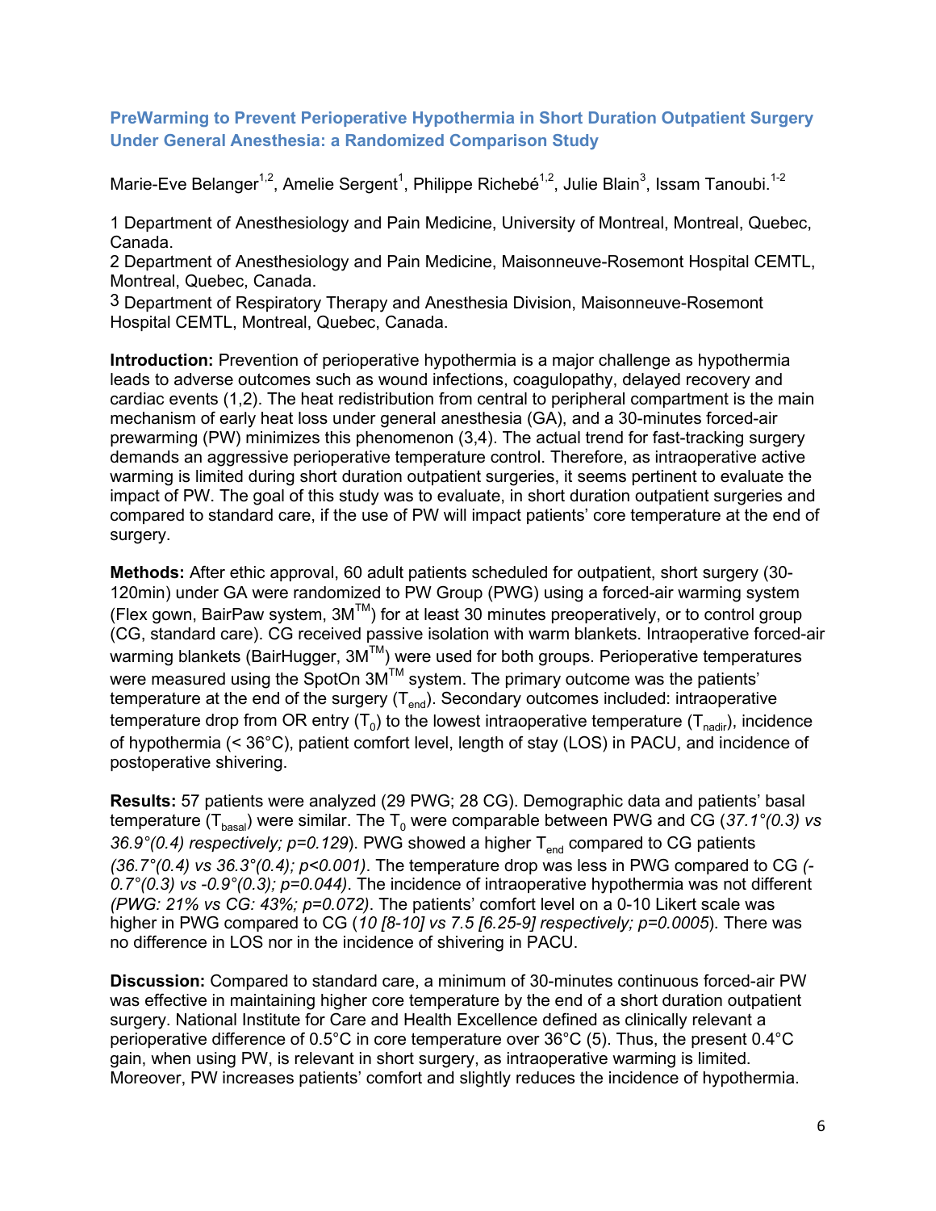## PreWarming to Prevent Perioperative Hypothermia in Short Duration Outpatient Surgery Under General Anesthesia: a Randomized Comparison Study

Marie-Eve Belanger[1,2], Amelie Sergent[1], Philippe Richebé[1,2], Julie Blain[3], Issam Tanoubi.[1-2]

1 Department of Anesthesiology and Pain Medicine, University of Montreal, Montreal, Quebec, Canada.
2 Department of Anesthesiology and Pain Medicine, Maisonneuve-Rosemont Hospital CEMTL, Montreal, Quebec, Canada.
3 Department of Respiratory Therapy and Anesthesia Division, Maisonneuve-Rosemont Hospital CEMTL, Montreal, Quebec, Canada.

**Introduction:** Prevention of perioperative hypothermia is a major challenge as hypothermia leads to adverse outcomes such as wound infections, coagulopathy, delayed recovery and cardiac events (1,2). The heat redistribution from central to peripheral compartment is the main mechanism of early heat loss under general anesthesia (GA), and a 30-minutes forced-air prewarming (PW) minimizes this phenomenon (3,4). The actual trend for fast-tracking surgery demands an aggressive perioperative temperature control. Therefore, as intraoperative active warming is limited during short duration outpatient surgeries, it seems pertinent to evaluate the impact of PW. The goal of this study was to evaluate, in short duration outpatient surgeries and compared to standard care, if the use of PW will impact patients' core temperature at the end of surgery.

**Methods:** After ethic approval, 60 adult patients scheduled for outpatient, short surgery (30-120min) under GA were randomized to PW Group (PWG) using a forced-air warming system (Flex gown, BairPaw system, 3M™) for at least 30 minutes preoperatively, or to control group (CG, standard care). CG received passive isolation with warm blankets. Intraoperative forced-air warming blankets (BairHugger, 3M™) were used for both groups. Perioperative temperatures were measured using the SpotOn 3M™ system. The primary outcome was the patients' temperature at the end of the surgery ($T_{end}$). Secondary outcomes included: intraoperative temperature drop from OR entry ($T_0$) to the lowest intraoperative temperature ($T_{nadir}$), incidence of hypothermia (< 36°C), patient comfort level, length of stay (LOS) in PACU, and incidence of postoperative shivering.

**Results:** 57 patients were analyzed (29 PWG; 28 CG). Demographic data and patients' basal temperature ($T_{basal}$) were similar. The $T_0$ were comparable between PWG and CG (*37.1°(0.3) vs 36.9°(0.4) respectively; p=0.129*). PWG showed a higher $T_{end}$ compared to CG patients *(36.7°(0.4) vs 36.3°(0.4); p<0.001)*. The temperature drop was less in PWG compared to CG *(-0.7°(0.3) vs -0.9°(0.3); p=0.044)*. The incidence of intraoperative hypothermia was not different *(PWG: 21% vs CG: 43%; p=0.072)*. The patients' comfort level on a 0-10 Likert scale was higher in PWG compared to CG (*10 [8-10] vs 7.5 [6.25-9] respectively; p=0.0005*). There was no difference in LOS nor in the incidence of shivering in PACU.

**Discussion:** Compared to standard care, a minimum of 30-minutes continuous forced-air PW was effective in maintaining higher core temperature by the end of a short duration outpatient surgery. National Institute for Care and Health Excellence defined as clinically relevant a perioperative difference of 0.5°C in core temperature over 36°C (5). Thus, the present 0.4°C gain, when using PW, is relevant in short surgery, as intraoperative warming is limited. Moreover, PW increases patients' comfort and slightly reduces the incidence of hypothermia.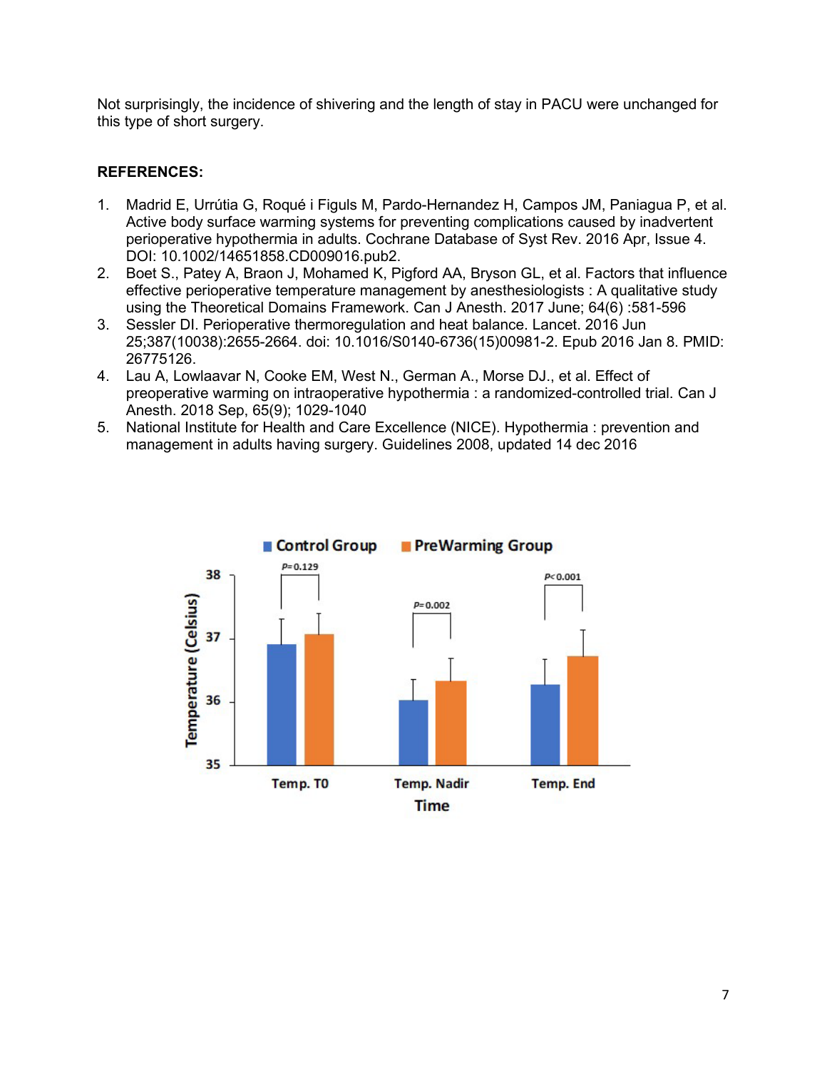Not surprisingly, the incidence of shivering and the length of stay in PACU were unchanged for this type of short surgery.

**REFERENCES:**

1. Madrid E, Urrútia G, Roqué i Figuls M, Pardo-Hernandez H, Campos JM, Paniagua P, et al. Active body surface warming systems for preventing complications caused by inadvertent perioperative hypothermia in adults. Cochrane Database of Syst Rev. 2016 Apr, Issue 4. DOI: 10.1002/14651858.CD009016.pub2.
2. Boet S., Patey A, Braon J, Mohamed K, Pigford AA, Bryson GL, et al. Factors that influence effective perioperative temperature management by anesthesiologists : A qualitative study using the Theoretical Domains Framework. Can J Anesth. 2017 June; 64(6) :581-596
3. Sessler DI. Perioperative thermoregulation and heat balance. Lancet. 2016 Jun 25;387(10038):2655-2664. doi: 10.1016/S0140-6736(15)00981-2. Epub 2016 Jan 8. PMID: 26775126.
4. Lau A, Lowlaavar N, Cooke EM, West N., German A., Morse DJ., et al. Effect of preoperative warming on intraoperative hypothermia : a randomized-controlled trial. Can J Anesth. 2018 Sep, 65(9); 1029-1040
5. National Institute for Health and Care Excellence (NICE). Hypothermia : prevention and management in adults having surgery. Guidelines 2008, updated 14 dec 2016

Control Group
PreWarming Group

Temperature (Celsius)
35
36
37
38

P=0.129
P=0.002
P<0.001

Temp. T0
Temp. Nadir
Temp. End

Time